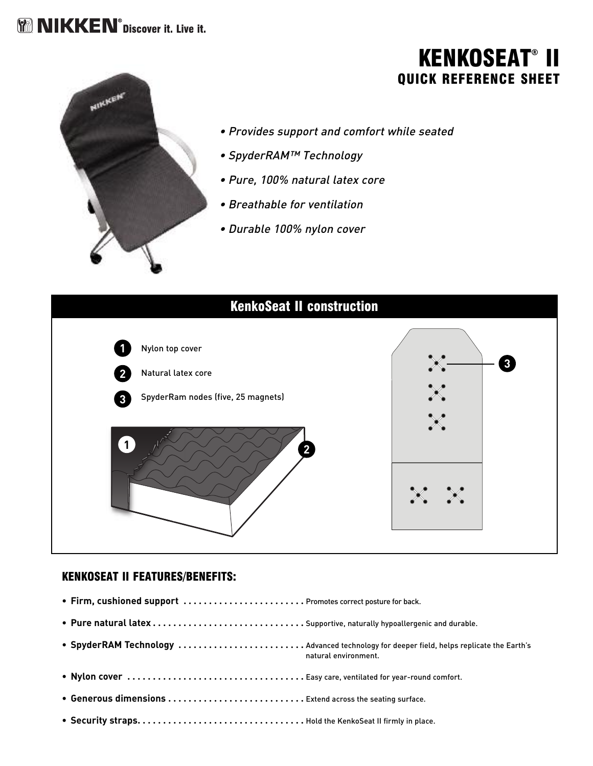NIKKEN® Discover it. Live it.

# KENKOSEAT® II
## QUICK REFERENCE SHEET

- *Provides support and comfort while seated*
- *SpyderRAM™ Technology*
- *Pure, 100% natural latex core*
- *Breathable for ventilation*
- *Durable 100% nylon cover*

## KenkoSeat II construction

1. Nylon top cover
2. Natural latex core
3. SpyderRam nodes (five, 25 magnets)

## KENKOSEAT II FEATURES/BENEFITS:

- **Firm, cushioned support** ........................ Promotes correct posture for back.
- **Pure natural latex** ............................. Supportive, naturally hypoallergenic and durable.
- **SpyderRAM Technology** ......................... Advanced technology for deeper field, helps replicate the Earth's natural environment.
- **Nylon cover** ................................... Easy care, ventilated for year-round comfort.
- **Generous dimensions** ........................... Extend across the seating surface.
- **Security straps.** ................................ Hold the KenkoSeat II firmly in place.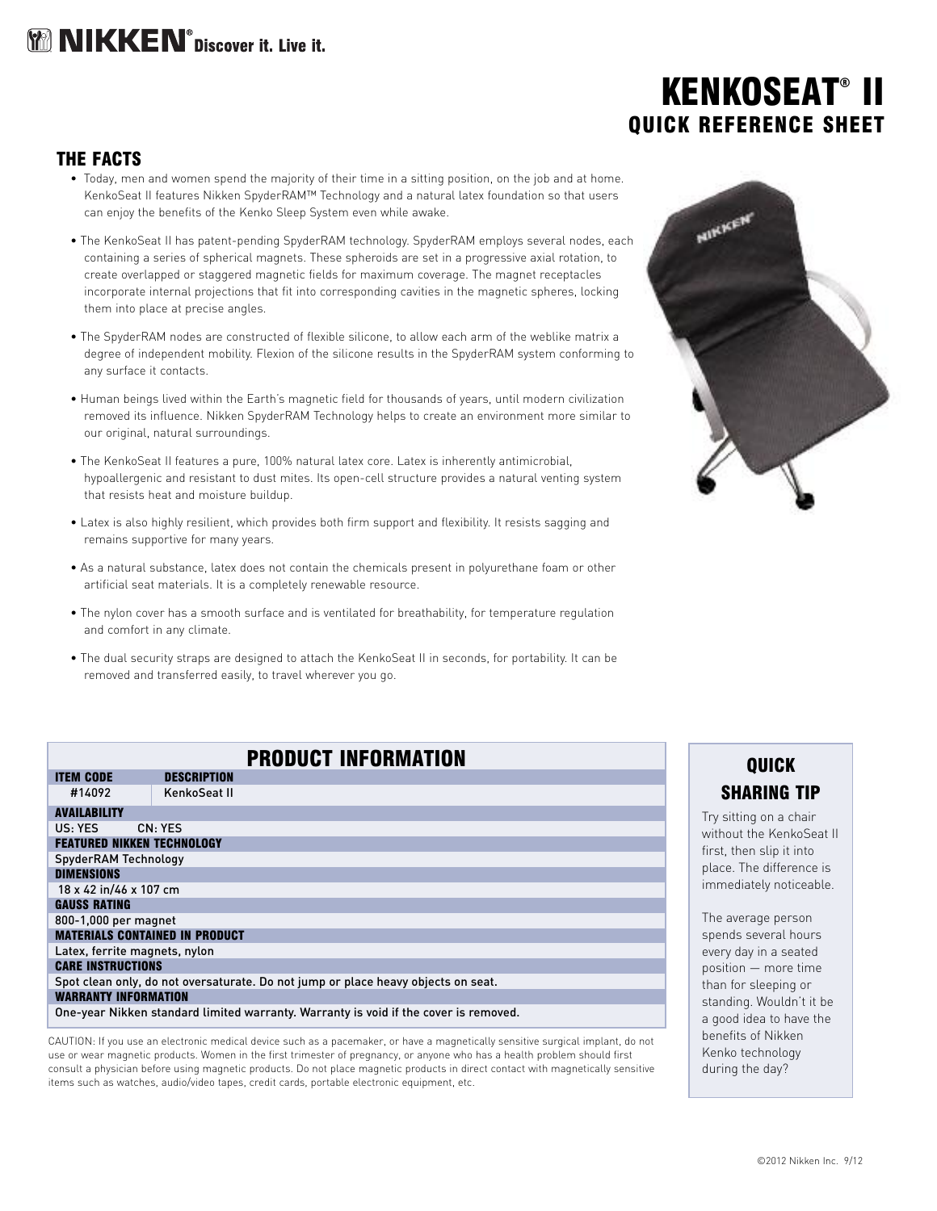NIKKEN® Discover it. Live it.

# KENKOSEAT® II
## QUICK REFERENCE SHEET

### THE FACTS

- Today, men and women spend the majority of their time in a sitting position, on the job and at home. KenkoSeat II features Nikken SpyderRAM™ Technology and a natural latex foundation so that users can enjoy the benefits of the Kenko Sleep System even while awake.
- The KenkoSeat II has patent-pending SpyderRAM technology. SpyderRAM employs several nodes, each containing a series of spherical magnets. These spheroids are set in a progressive axial rotation, to create overlapped or staggered magnetic fields for maximum coverage. The magnet receptacles incorporate internal projections that fit into corresponding cavities in the magnetic spheres, locking them into place at precise angles.
- The SpyderRAM nodes are constructed of flexible silicone, to allow each arm of the weblike matrix a degree of independent mobility. Flexion of the silicone results in the SpyderRAM system conforming to any surface it contacts.
- Human beings lived within the Earth's magnetic field for thousands of years, until modern civilization removed its influence. Nikken SpyderRAM Technology helps to create an environment more similar to our original, natural surroundings.
- The KenkoSeat II features a pure, 100% natural latex core. Latex is inherently antimicrobial, hypoallergenic and resistant to dust mites. Its open-cell structure provides a natural venting system that resists heat and moisture buildup.
- Latex is also highly resilient, which provides both firm support and flexibility. It resists sagging and remains supportive for many years.
- As a natural substance, latex does not contain the chemicals present in polyurethane foam or other artificial seat materials. It is a completely renewable resource.
- The nylon cover has a smooth surface and is ventilated for breathability, for temperature regulation and comfort in any climate.
- The dual security straps are designed to attach the KenkoSeat II in seconds, for portability. It can be removed and transferred easily, to travel wherever you go.

### PRODUCT INFORMATION

| ITEM CODE | DESCRIPTION |
|---|---|
| #14092 | KenkoSeat II |

**AVAILABILITY**
US: YES CN: YES

**FEATURED NIKKEN TECHNOLOGY**
SpyderRAM Technology

**DIMENSIONS**
18 x 42 in/46 x 107 cm

**GAUSS RATING**
800-1,000 per magnet

**MATERIALS CONTAINED IN PRODUCT**
Latex, ferrite magnets, nylon

**CARE INSTRUCTIONS**
Spot clean only, do not oversaturate. Do not jump or place heavy objects on seat.

**WARRANTY INFORMATION**
One-year Nikken standard limited warranty. Warranty is void if the cover is removed.

CAUTION: If you use an electronic medical device such as a pacemaker, or have a magnetically sensitive surgical implant, do not use or wear magnetic products. Women in the first trimester of pregnancy, or anyone who has a health problem should first consult a physician before using magnetic products. Do not place magnetic products in direct contact with magnetically sensitive items such as watches, audio/video tapes, credit cards, portable electronic equipment, etc.

### QUICK SHARING TIP

Try sitting on a chair without the KenkoSeat II first, then slip it into place. The difference is immediately noticeable.

The average person spends several hours every day in a seated position — more time than for sleeping or standing. Wouldn't it be a good idea to have the benefits of Nikken Kenko technology during the day?

©2012 Nikken Inc. 9/12